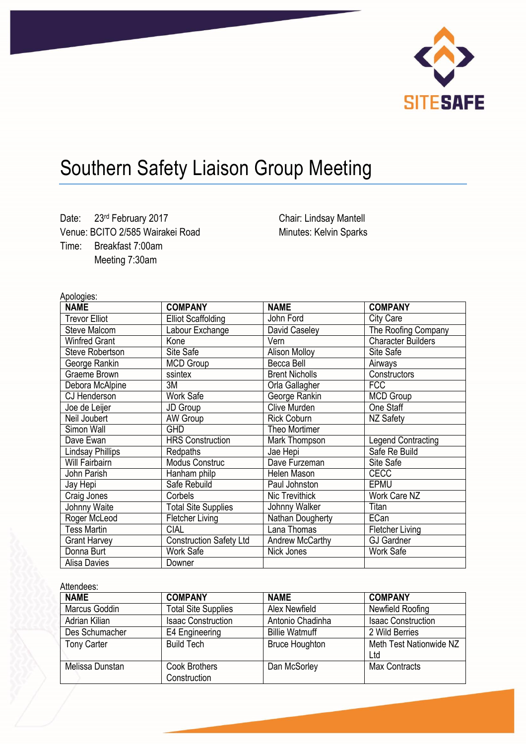# Southern Safety Liaison Group Meeting

Date: 23rd February 2017
Venue: BCITO 2/585 Wairakei Road
Time: Breakfast 7:00am
Meeting 7:30am

Chair: Lindsay Mantell
Minutes: Kelvin Sparks

Apologies:

| NAME | COMPANY | NAME | COMPANY |
|---|---|---|---|
| Trevor Elliot | Elliot Scaffolding | John Ford | City Care |
| Steve Malcom | Labour Exchange | David Caseley | The Roofing Company |
| Winfred Grant | Kone | Vern | Character Builders |
| Steve Robertson | Site Safe | Alison Molloy | Site Safe |
| George Rankin | MCD Group | Becca Bell | Airways |
| Graeme Brown | ssintex | Brent Nicholls | Constructors |
| Debora McAlpine | 3M | Orla Gallagher | FCC |
| CJ Henderson | Work Safe | George Rankin | MCD Group |
| Joe de Leijer | JD Group | Clive Murden | One Staff |
| Neil Joubert | AW Group | Rick Coburn | NZ Safety |
| Simon Wall | GHD | Theo Mortimer | |
| Dave Ewan | HRS Construction | Mark Thompson | Legend Contracting |
| Lindsay Phillips | Redpaths | Jae Hepi | Safe Re Build |
| Will Fairbairn | Modus Construc | Dave Furzeman | Site Safe |
| John Parish | Hanham philp | Helen Mason | CECC |
| Jay Hepi | Safe Rebuild | Paul Johnston | EPMU |
| Craig Jones | Corbels | Nic Trevithick | Work Care NZ |
| Johnny Waite | Total Site Supplies | Johnny Walker | Titan |
| Roger McLeod | Fletcher Living | Nathan Dougherty | ECan |
| Tess Martin | CIAL | Lana Thomas | Fletcher Living |
| Grant Harvey | Construction Safety Ltd | Andrew McCarthy | GJ Gardner |
| Donna Burt | Work Safe | Nick Jones | Work Safe |
| Alisa Davies | Downer | | |

Attendees:

| NAME | COMPANY | NAME | COMPANY |
|---|---|---|---|
| Marcus Goddin | Total Site Supplies | Alex Newfield | Newfield Roofing |
| Adrian Kilian | Isaac Construction | Antonio Chadinha | Isaac Construction |
| Des Schumacher | E4 Engineering | Billie Watmuff | 2 Wild Berries |
| Tony Carter | Build Tech | Bruce Houghton | Meth Test Nationwide NZ Ltd |
| Melissa Dunstan | Cook Brothers Construction | Dan McSorley | Max Contracts |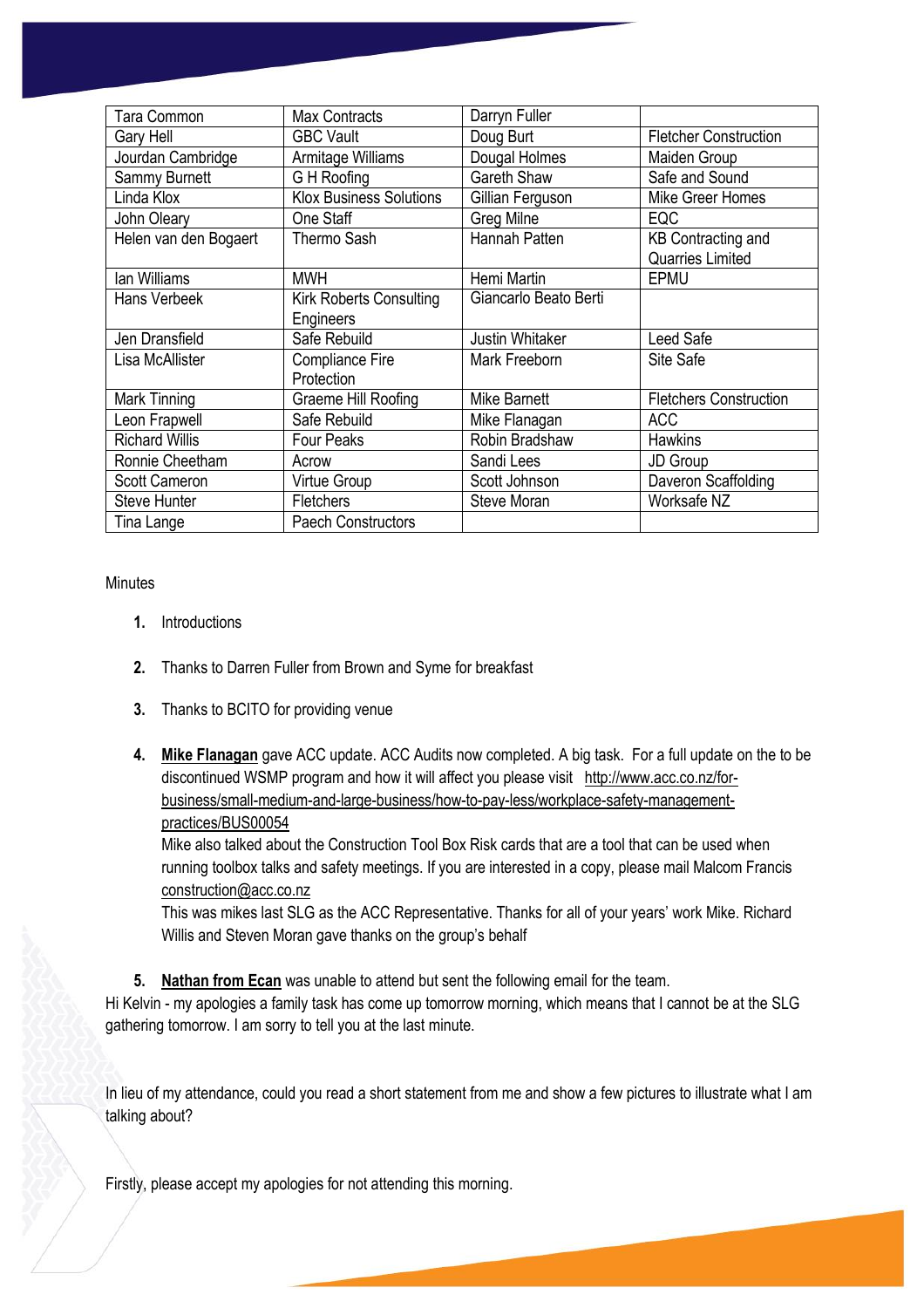| Tara Common | Max Contracts | Darryn Fuller | |
|---|---|---|---|
| Gary Hell | GBC Vault | Doug Burt | Fletcher Construction |
| Jourdan Cambridge | Armitage Williams | Dougal Holmes | Maiden Group |
| Sammy Burnett | G H Roofing | Gareth Shaw | Safe and Sound |
| Linda Klox | Klox Business Solutions | Gillian Ferguson | Mike Greer Homes |
| John Oleary | One Staff | Greg Milne | EQC |
| Helen van den Bogaert | Thermo Sash | Hannah Patten | KB Contracting and Quarries Limited |
| Ian Williams | MWH | Hemi Martin | EPMU |
| Hans Verbeek | Kirk Roberts Consulting Engineers | Giancarlo Beato Berti | |
| Jen Dransfield | Safe Rebuild | Justin Whitaker | Leed Safe |
| Lisa McAllister | Compliance Fire Protection | Mark Freeborn | Site Safe |
| Mark Tinning | Graeme Hill Roofing | Mike Barnett | Fletchers Construction |
| Leon Frapwell | Safe Rebuild | Mike Flanagan | ACC |
| Richard Willis | Four Peaks | Robin Bradshaw | Hawkins |
| Ronnie Cheetham | Acrow | Sandi Lees | JD Group |
| Scott Cameron | Virtue Group | Scott Johnson | Daveron Scaffolding |
| Steve Hunter | Fletchers | Steve Moran | Worksafe NZ |
| Tina Lange | Paech Constructors | | |

Minutes

1. Introductions
2. Thanks to Darren Fuller from Brown and Syme for breakfast
3. Thanks to BCITO for providing venue
4. **Mike Flanagan** gave ACC update. ACC Audits now completed. A big task. For a full update on the to be discontinued WSMP program and how it will affect you please visit http://www.acc.co.nz/for-business/small-medium-and-large-business/how-to-pay-less/workplace-safety-management-practices/BUS00054

   Mike also talked about the Construction Tool Box Risk cards that are a tool that can be used when running toolbox talks and safety meetings. If you are interested in a copy, please mail Malcom Francis construction@acc.co.nz

   This was mikes last SLG as the ACC Representative. Thanks for all of your years' work Mike. Richard Willis and Steven Moran gave thanks on the group's behalf

5. **Nathan from Ecan** was unable to attend but sent the following email for the team.

Hi Kelvin - my apologies a family task has come up tomorrow morning, which means that I cannot be at the SLG gathering tomorrow. I am sorry to tell you at the last minute.

In lieu of my attendance, could you read a short statement from me and show a few pictures to illustrate what I am talking about?

Firstly, please accept my apologies for not attending this morning.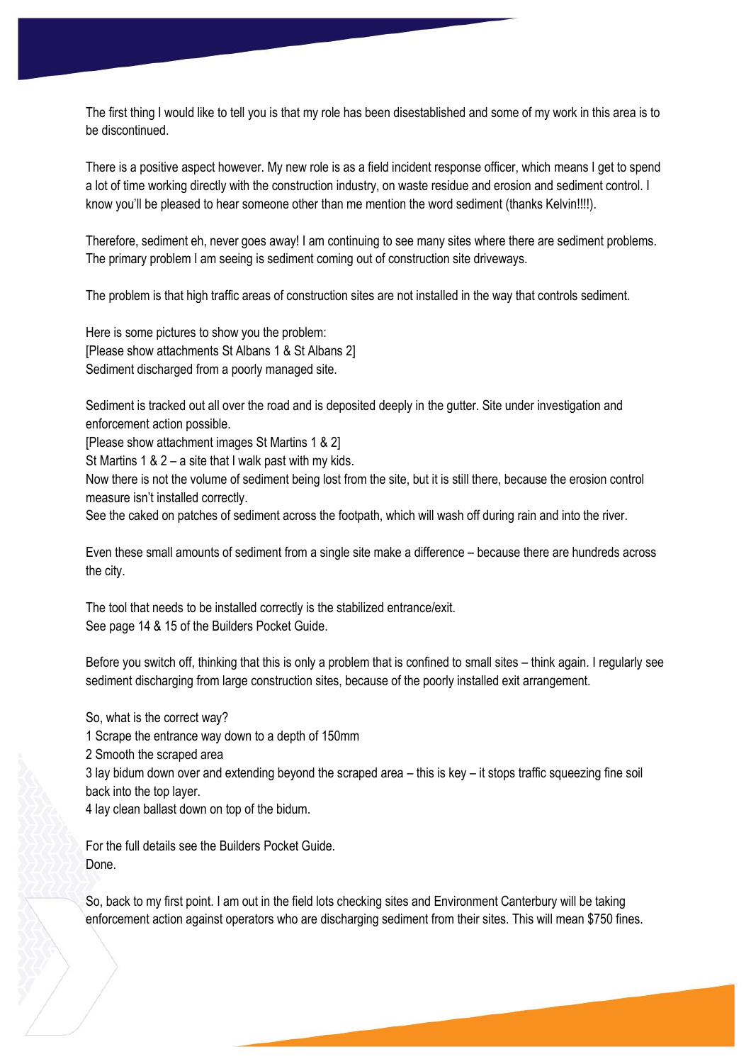The first thing I would like to tell you is that my role has been disestablished and some of my work in this area is to be discontinued.

There is a positive aspect however. My new role is as a field incident response officer, which means I get to spend a lot of time working directly with the construction industry, on waste residue and erosion and sediment control. I know you'll be pleased to hear someone other than me mention the word sediment (thanks Kelvin!!!!).

Therefore, sediment eh, never goes away! I am continuing to see many sites where there are sediment problems. The primary problem I am seeing is sediment coming out of construction site driveways.

The problem is that high traffic areas of construction sites are not installed in the way that controls sediment.

Here is some pictures to show you the problem:
[Please show attachments St Albans 1 & St Albans 2]
Sediment discharged from a poorly managed site.

Sediment is tracked out all over the road and is deposited deeply in the gutter. Site under investigation and enforcement action possible.
[Please show attachment images St Martins 1 & 2]
St Martins 1 & 2 – a site that I walk past with my kids.
Now there is not the volume of sediment being lost from the site, but it is still there, because the erosion control measure isn't installed correctly.
See the caked on patches of sediment across the footpath, which will wash off during rain and into the river.

Even these small amounts of sediment from a single site make a difference – because there are hundreds across the city.

The tool that needs to be installed correctly is the stabilized entrance/exit.
See page 14 & 15 of the Builders Pocket Guide.

Before you switch off, thinking that this is only a problem that is confined to small sites – think again. I regularly see sediment discharging from large construction sites, because of the poorly installed exit arrangement.

So, what is the correct way?
1 Scrape the entrance way down to a depth of 150mm
2 Smooth the scraped area
3 lay bidum down over and extending beyond the scraped area – this is key – it stops traffic squeezing fine soil back into the top layer.
4 lay clean ballast down on top of the bidum.

For the full details see the Builders Pocket Guide.
Done.

So, back to my first point. I am out in the field lots checking sites and Environment Canterbury will be taking enforcement action against operators who are discharging sediment from their sites. This will mean $750 fines.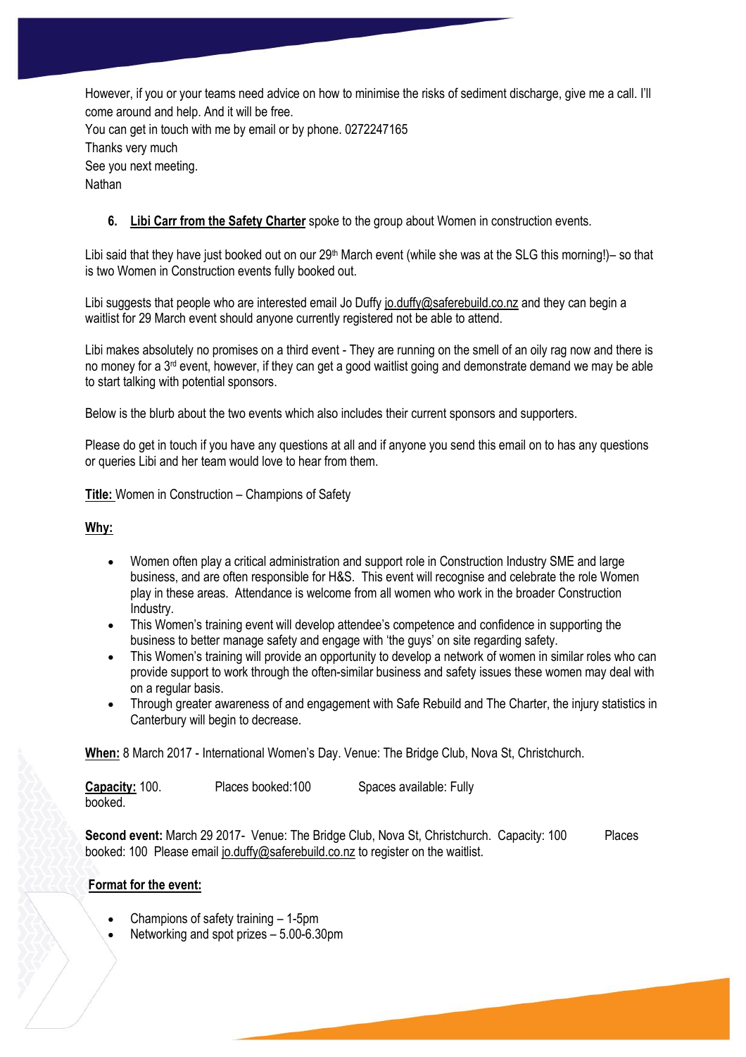However, if you or your teams need advice on how to minimise the risks of sediment discharge, give me a call. I'll come around and help. And it will be free.

You can get in touch with me by email or by phone. 0272247165

Thanks very much

See you next meeting.

Nathan

6. **Libi Carr from the Safety Charter** spoke to the group about Women in construction events.

Libi said that they have just booked out on our 29th March event (while she was at the SLG this morning!)– so that is two Women in Construction events fully booked out.

Libi suggests that people who are interested email Jo Duffy jo.duffy@saferebuild.co.nz and they can begin a waitlist for 29 March event should anyone currently registered not be able to attend.

Libi makes absolutely no promises on a third event - They are running on the smell of an oily rag now and there is no money for a 3rd event, however, if they can get a good waitlist going and demonstrate demand we may be able to start talking with potential sponsors.

Below is the blurb about the two events which also includes their current sponsors and supporters.

Please do get in touch if you have any questions at all and if anyone you send this email on to has any questions or queries Libi and her team would love to hear from them.

**Title:** Women in Construction – Champions of Safety

**Why:**

- Women often play a critical administration and support role in Construction Industry SME and large business, and are often responsible for H&S. This event will recognise and celebrate the role Women play in these areas. Attendance is welcome from all women who work in the broader Construction Industry.
- This Women's training event will develop attendee's competence and confidence in supporting the business to better manage safety and engage with 'the guys' on site regarding safety.
- This Women's training will provide an opportunity to develop a network of women in similar roles who can provide support to work through the often-similar business and safety issues these women may deal with on a regular basis.
- Through greater awareness of and engagement with Safe Rebuild and The Charter, the injury statistics in Canterbury will begin to decrease.

**When:** 8 March 2017 - International Women's Day. Venue: The Bridge Club, Nova St, Christchurch.

**Capacity:** 100. Places booked:100 Spaces available: Fully booked.

**Second event:** March 29 2017- Venue: The Bridge Club, Nova St, Christchurch. Capacity: 100 Places booked: 100 Please email jo.duffy@saferebuild.co.nz to register on the waitlist.

**Format for the event:**

- Champions of safety training – 1-5pm
- Networking and spot prizes – 5.00-6.30pm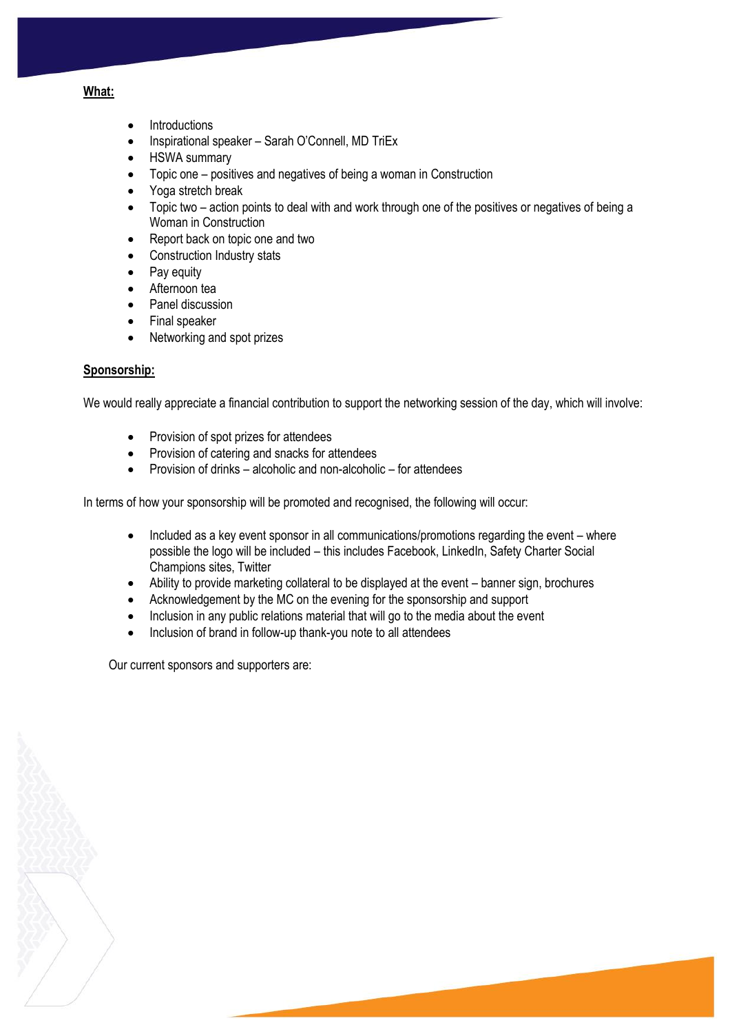**What:**

- Introductions
- Inspirational speaker – Sarah O'Connell, MD TriEx
- HSWA summary
- Topic one – positives and negatives of being a woman in Construction
- Yoga stretch break
- Topic two – action points to deal with and work through one of the positives or negatives of being a Woman in Construction
- Report back on topic one and two
- Construction Industry stats
- Pay equity
- Afternoon tea
- Panel discussion
- Final speaker
- Networking and spot prizes

**Sponsorship:**

We would really appreciate a financial contribution to support the networking session of the day, which will involve:

- Provision of spot prizes for attendees
- Provision of catering and snacks for attendees
- Provision of drinks – alcoholic and non-alcoholic – for attendees

In terms of how your sponsorship will be promoted and recognised, the following will occur:

- Included as a key event sponsor in all communications/promotions regarding the event – where possible the logo will be included – this includes Facebook, LinkedIn, Safety Charter Social Champions sites, Twitter
- Ability to provide marketing collateral to be displayed at the event – banner sign, brochures
- Acknowledgement by the MC on the evening for the sponsorship and support
- Inclusion in any public relations material that will go to the media about the event
- Inclusion of brand in follow-up thank-you note to all attendees

Our current sponsors and supporters are: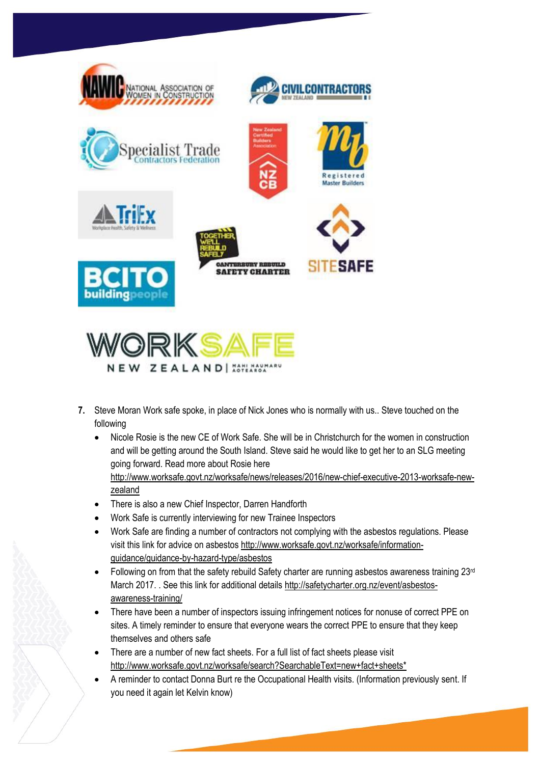7. Steve Moran Work safe spoke, in place of Nick Jones who is normally with us.. Steve touched on the following
   - Nicole Rosie is the new CE of Work Safe. She will be in Christchurch for the women in construction and will be getting around the South Island. Steve said he would like to get her to an SLG meeting going forward. Read more about Rosie here http://www.worksafe.govt.nz/worksafe/news/releases/2016/new-chief-executive-2013-worksafe-new-zealand
   - There is also a new Chief Inspector, Darren Handforth
   - Work Safe is currently interviewing for new Trainee Inspectors
   - Work Safe are finding a number of contractors not complying with the asbestos regulations. Please visit this link for advice on asbestos http://www.worksafe.govt.nz/worksafe/information-guidance/guidance-by-hazard-type/asbestos
   - Following on from that the safety rebuild Safety charter are running asbestos awareness training 23rd March 2017. . See this link for additional details http://safetycharter.org.nz/event/asbestos-awareness-training/
   - There have been a number of inspectors issuing infringement notices for nonuse of correct PPE on sites. A timely reminder to ensure that everyone wears the correct PPE to ensure that they keep themselves and others safe
   - There are a number of new fact sheets. For a full list of fact sheets please visit http://www.worksafe.govt.nz/worksafe/search?SearchableText=new+fact+sheets*
   - A reminder to contact Donna Burt re the Occupational Health visits. (Information previously sent. If you need it again let Kelvin know)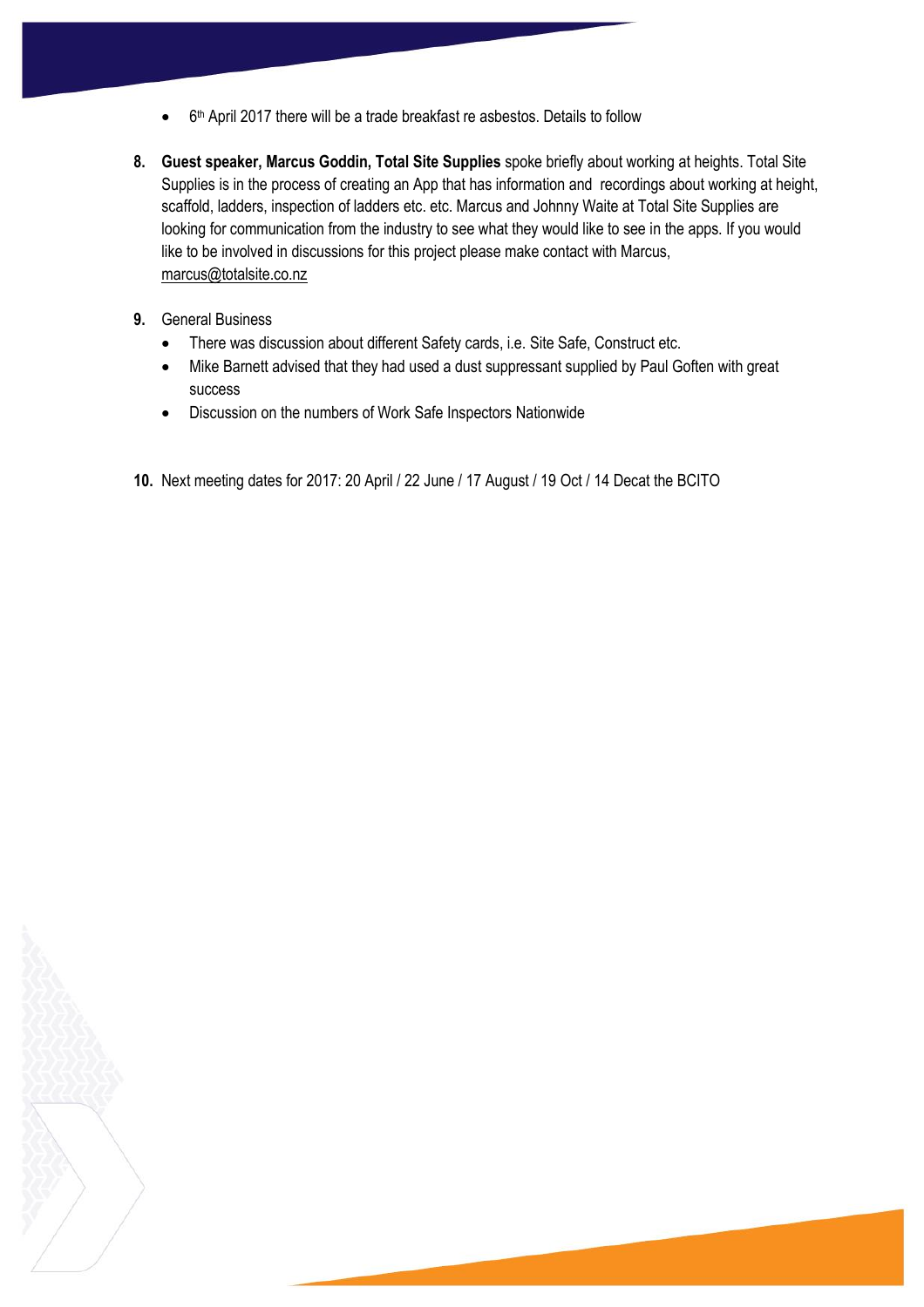- 6th April 2017 there will be a trade breakfast re asbestos. Details to follow

8. **Guest speaker, Marcus Goddin, Total Site Supplies** spoke briefly about working at heights. Total Site Supplies is in the process of creating an App that has information and recordings about working at height, scaffold, ladders, inspection of ladders etc. etc. Marcus and Johnny Waite at Total Site Supplies are looking for communication from the industry to see what they would like to see in the apps. If you would like to be involved in discussions for this project please make contact with Marcus, marcus@totalsite.co.nz

9. General Business
   - There was discussion about different Safety cards, i.e. Site Safe, Construct etc.
   - Mike Barnett advised that they had used a dust suppressant supplied by Paul Goften with great success
   - Discussion on the numbers of Work Safe Inspectors Nationwide

10. Next meeting dates for 2017: 20 April / 22 June / 17 August / 19 Oct / 14 Decat the BCITO